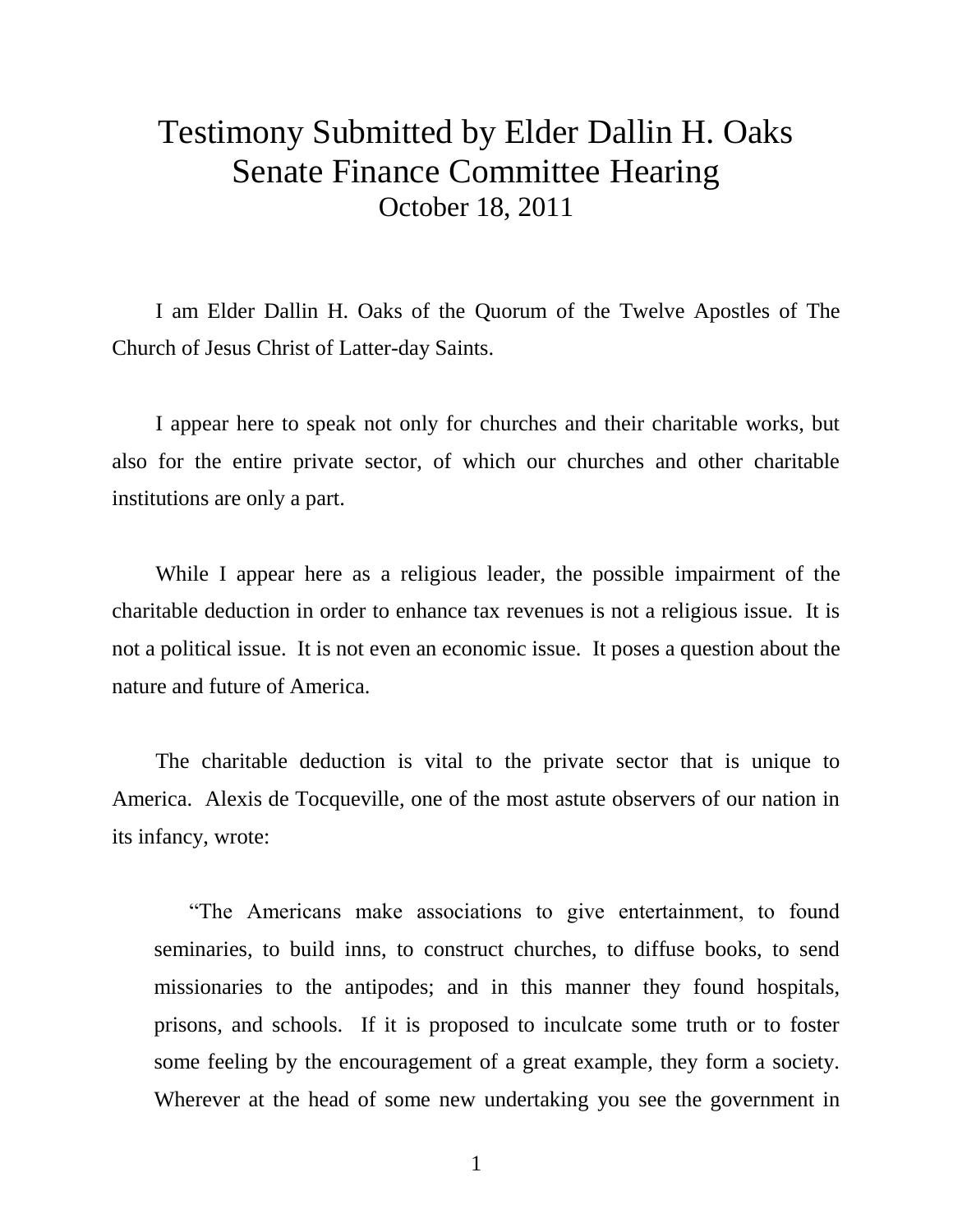# Testimony Submitted by Elder Dallin H. Oaks
# Senate Finance Committee Hearing
### October 18, 2011

I am Elder Dallin H. Oaks of the Quorum of the Twelve Apostles of The Church of Jesus Christ of Latter-day Saints.

I appear here to speak not only for churches and their charitable works, but also for the entire private sector, of which our churches and other charitable institutions are only a part.

While I appear here as a religious leader, the possible impairment of the charitable deduction in order to enhance tax revenues is not a religious issue. It is not a political issue. It is not even an economic issue. It poses a question about the nature and future of America.

The charitable deduction is vital to the private sector that is unique to America. Alexis de Tocqueville, one of the most astute observers of our nation in its infancy, wrote:

> "The Americans make associations to give entertainment, to found seminaries, to build inns, to construct churches, to diffuse books, to send missionaries to the antipodes; and in this manner they found hospitals, prisons, and schools. If it is proposed to inculcate some truth or to foster some feeling by the encouragement of a great example, they form a society. Wherever at the head of some new undertaking you see the government in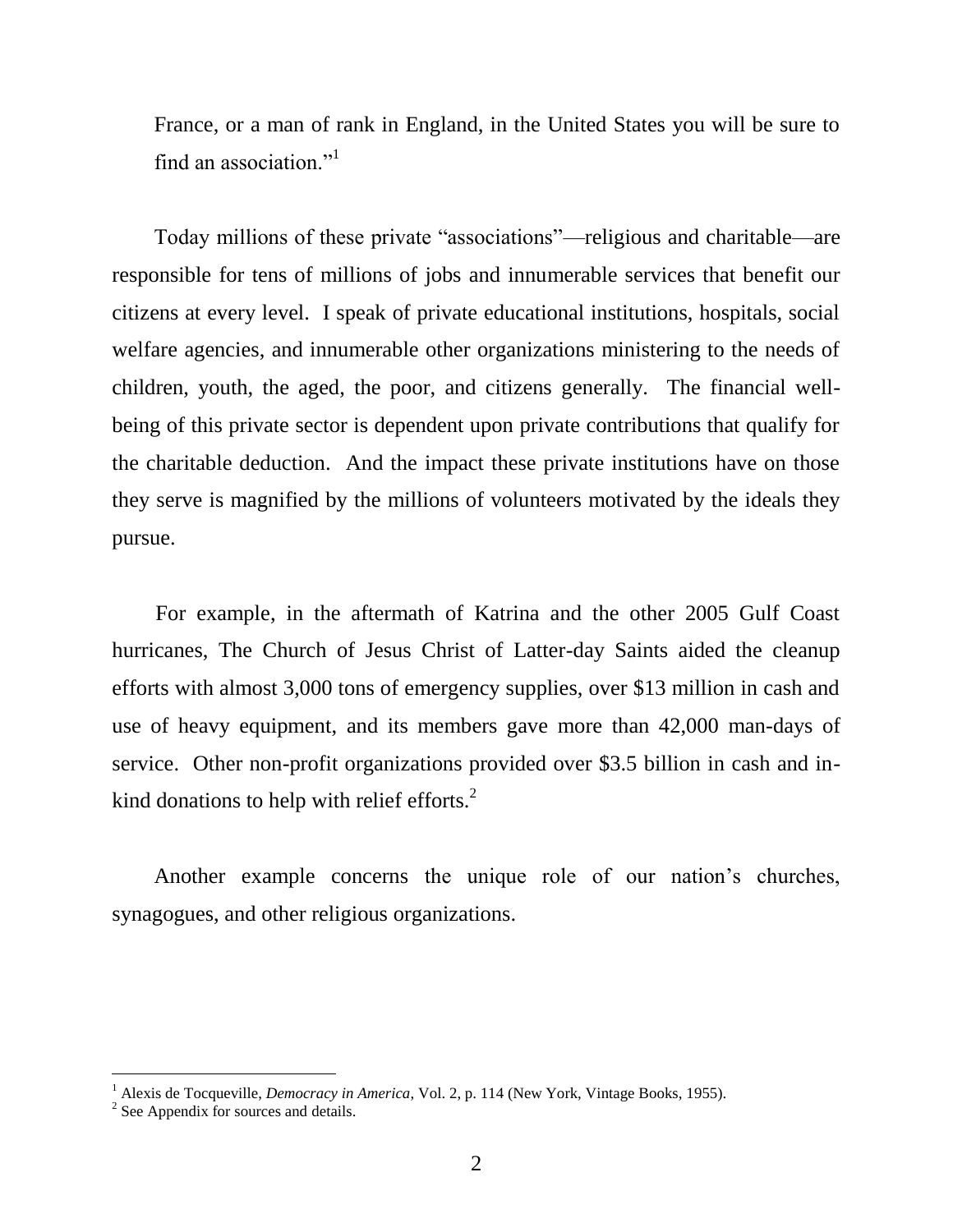France, or a man of rank in England, in the United States you will be sure to find an association."[1]

Today millions of these private "associations"—religious and charitable—are responsible for tens of millions of jobs and innumerable services that benefit our citizens at every level. I speak of private educational institutions, hospitals, social welfare agencies, and innumerable other organizations ministering to the needs of children, youth, the aged, the poor, and citizens generally. The financial well-being of this private sector is dependent upon private contributions that qualify for the charitable deduction. And the impact these private institutions have on those they serve is magnified by the millions of volunteers motivated by the ideals they pursue.

For example, in the aftermath of Katrina and the other 2005 Gulf Coast hurricanes, The Church of Jesus Christ of Latter-day Saints aided the cleanup efforts with almost 3,000 tons of emergency supplies, over $13 million in cash and use of heavy equipment, and its members gave more than 42,000 man-days of service. Other non-profit organizations provided over $3.5 billion in cash and in-kind donations to help with relief efforts.[2]

Another example concerns the unique role of our nation's churches, synagogues, and other religious organizations.

---

[1] Alexis de Tocqueville, *Democracy in America*, Vol. 2, p. 114 (New York, Vintage Books, 1955).

[2] See Appendix for sources and details.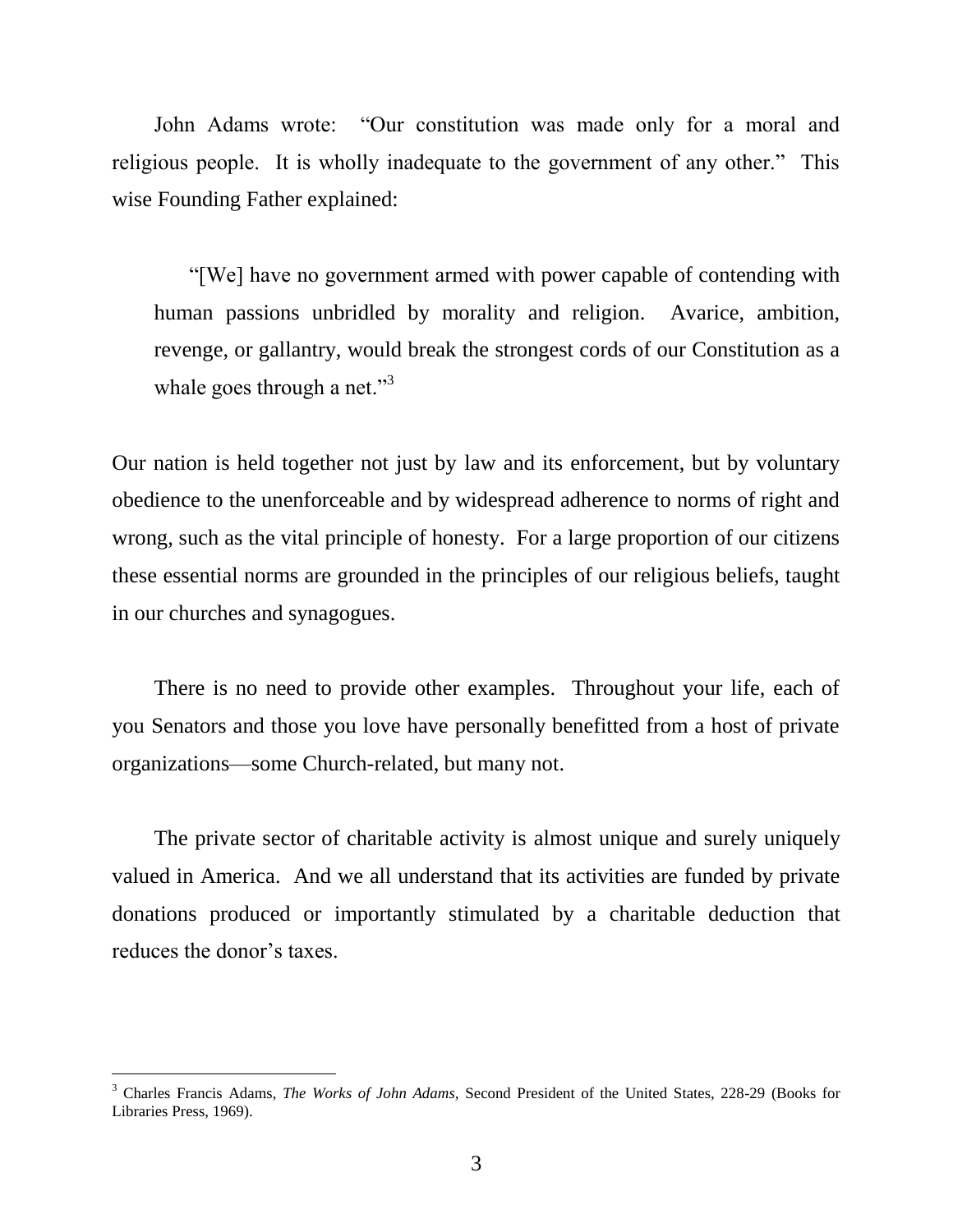John Adams wrote: "Our constitution was made only for a moral and religious people. It is wholly inadequate to the government of any other." This wise Founding Father explained:

> "[We] have no government armed with power capable of contending with human passions unbridled by morality and religion. Avarice, ambition, revenge, or gallantry, would break the strongest cords of our Constitution as a whale goes through a net."[3]

Our nation is held together not just by law and its enforcement, but by voluntary obedience to the unenforceable and by widespread adherence to norms of right and wrong, such as the vital principle of honesty. For a large proportion of our citizens these essential norms are grounded in the principles of our religious beliefs, taught in our churches and synagogues.

There is no need to provide other examples. Throughout your life, each of you Senators and those you love have personally benefitted from a host of private organizations—some Church-related, but many not.

The private sector of charitable activity is almost unique and surely uniquely valued in America. And we all understand that its activities are funded by private donations produced or importantly stimulated by a charitable deduction that reduces the donor's taxes.

---

[3] Charles Francis Adams, *The Works of John Adams,* Second President of the United States, 228-29 (Books for Libraries Press, 1969).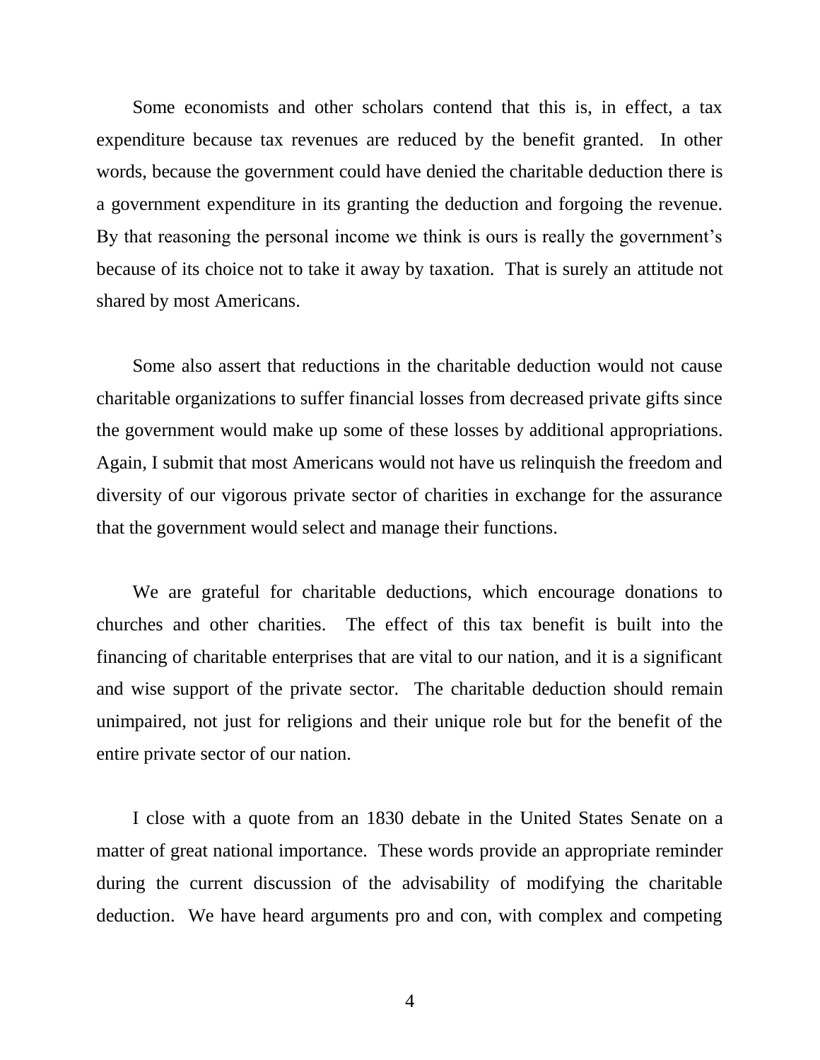Some economists and other scholars contend that this is, in effect, a tax expenditure because tax revenues are reduced by the benefit granted. In other words, because the government could have denied the charitable deduction there is a government expenditure in its granting the deduction and forgoing the revenue. By that reasoning the personal income we think is ours is really the government's because of its choice not to take it away by taxation. That is surely an attitude not shared by most Americans.

Some also assert that reductions in the charitable deduction would not cause charitable organizations to suffer financial losses from decreased private gifts since the government would make up some of these losses by additional appropriations. Again, I submit that most Americans would not have us relinquish the freedom and diversity of our vigorous private sector of charities in exchange for the assurance that the government would select and manage their functions.

We are grateful for charitable deductions, which encourage donations to churches and other charities. The effect of this tax benefit is built into the financing of charitable enterprises that are vital to our nation, and it is a significant and wise support of the private sector. The charitable deduction should remain unimpaired, not just for religions and their unique role but for the benefit of the entire private sector of our nation.

I close with a quote from an 1830 debate in the United States Senate on a matter of great national importance. These words provide an appropriate reminder during the current discussion of the advisability of modifying the charitable deduction. We have heard arguments pro and con, with complex and competing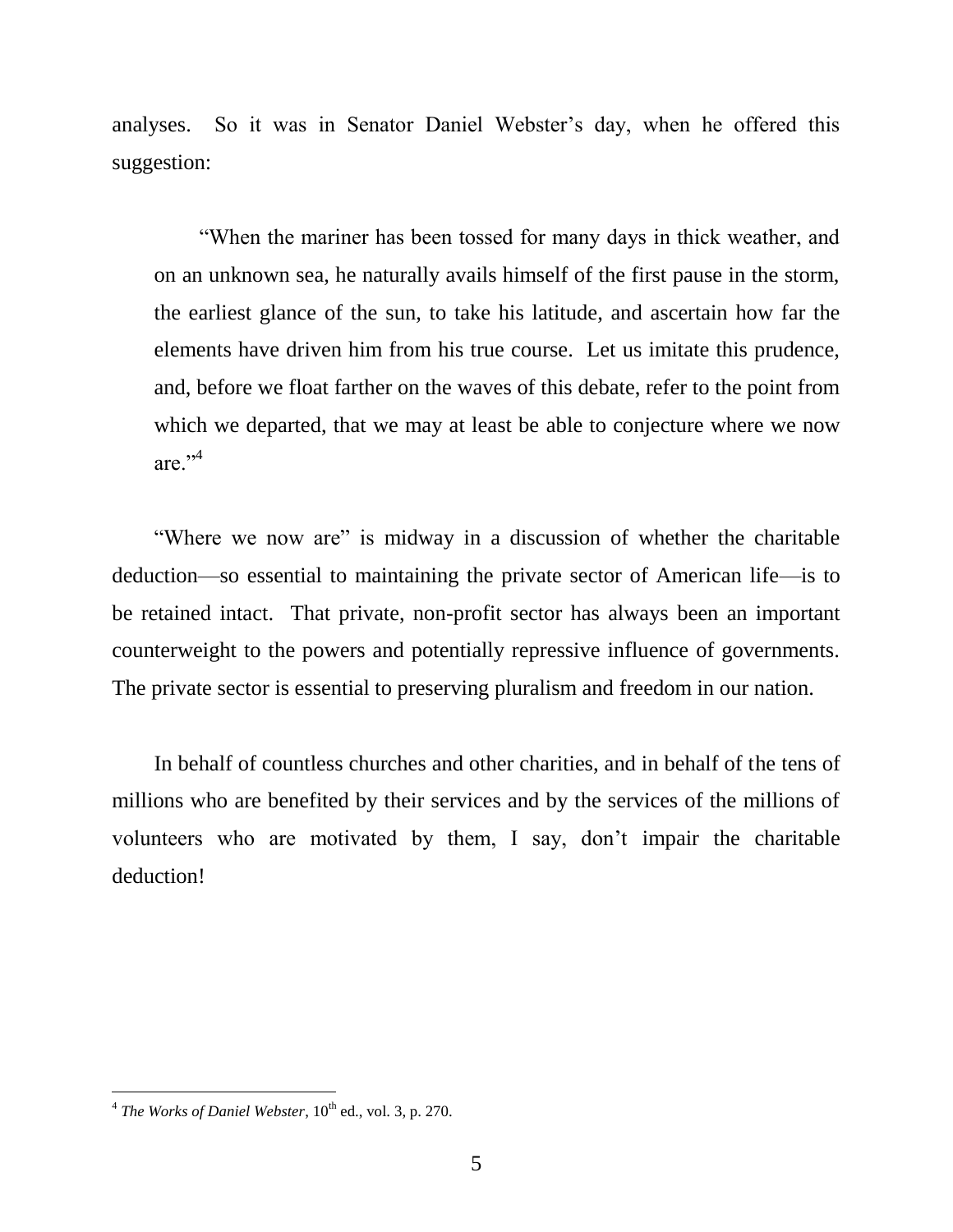analyses. So it was in Senator Daniel Webster's day, when he offered this suggestion:

> "When the mariner has been tossed for many days in thick weather, and on an unknown sea, he naturally avails himself of the first pause in the storm, the earliest glance of the sun, to take his latitude, and ascertain how far the elements have driven him from his true course. Let us imitate this prudence, and, before we float farther on the waves of this debate, refer to the point from which we departed, that we may at least be able to conjecture where we now are."[4]

"Where we now are" is midway in a discussion of whether the charitable deduction—so essential to maintaining the private sector of American life—is to be retained intact. That private, non-profit sector has always been an important counterweight to the powers and potentially repressive influence of governments. The private sector is essential to preserving pluralism and freedom in our nation.

In behalf of countless churches and other charities, and in behalf of the tens of millions who are benefited by their services and by the services of the millions of volunteers who are motivated by them, I say, don't impair the charitable deduction!

---

[4] *The Works of Daniel Webster*, 10th ed., vol. 3, p. 270.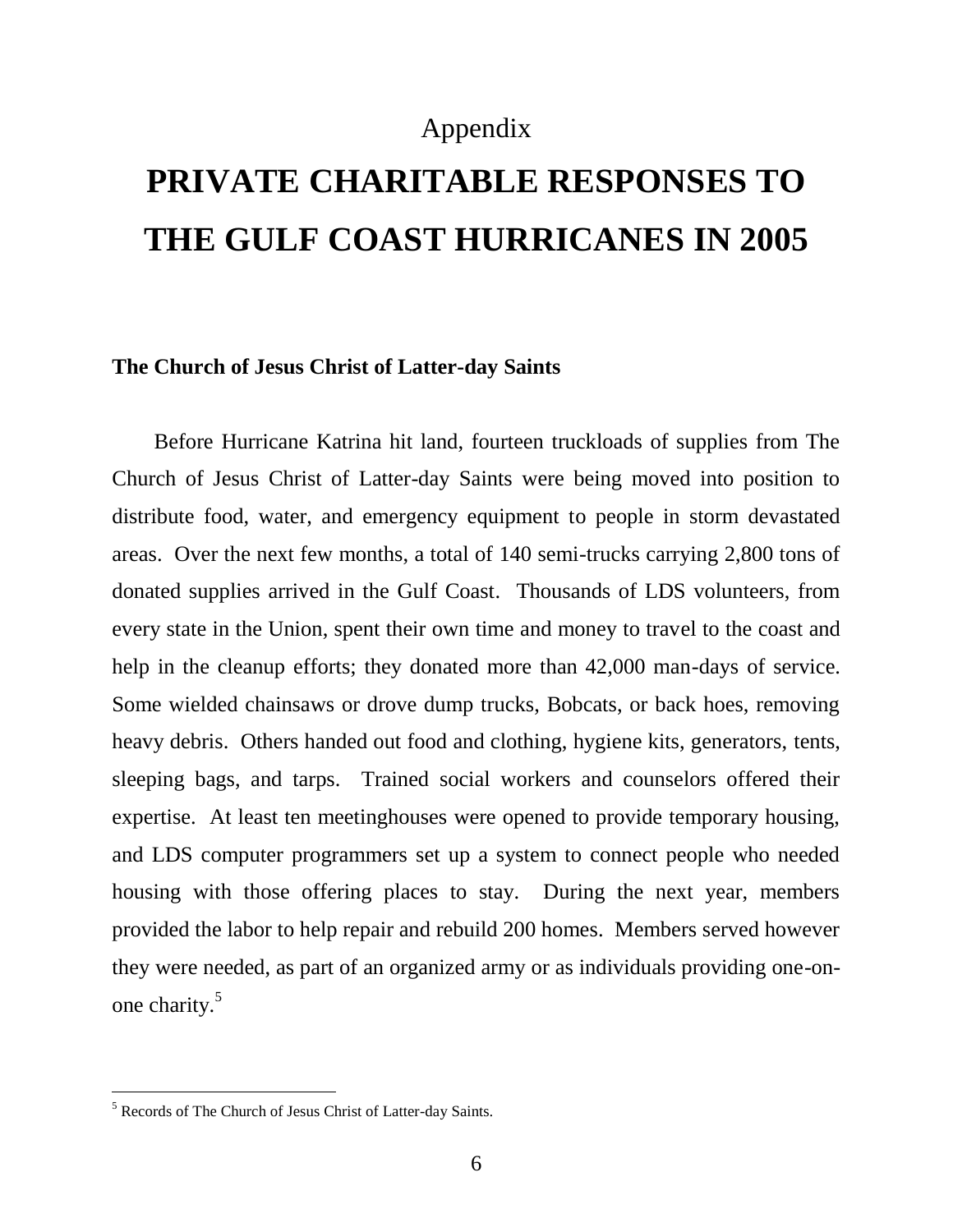Appendix

# PRIVATE CHARITABLE RESPONSES TO THE GULF COAST HURRICANES IN 2005

**The Church of Jesus Christ of Latter-day Saints**

Before Hurricane Katrina hit land, fourteen truckloads of supplies from The Church of Jesus Christ of Latter-day Saints were being moved into position to distribute food, water, and emergency equipment to people in storm devastated areas. Over the next few months, a total of 140 semi-trucks carrying 2,800 tons of donated supplies arrived in the Gulf Coast. Thousands of LDS volunteers, from every state in the Union, spent their own time and money to travel to the coast and help in the cleanup efforts; they donated more than 42,000 man-days of service. Some wielded chainsaws or drove dump trucks, Bobcats, or back hoes, removing heavy debris. Others handed out food and clothing, hygiene kits, generators, tents, sleeping bags, and tarps. Trained social workers and counselors offered their expertise. At least ten meetinghouses were opened to provide temporary housing, and LDS computer programmers set up a system to connect people who needed housing with those offering places to stay. During the next year, members provided the labor to help repair and rebuild 200 homes. Members served however they were needed, as part of an organized army or as individuals providing one-on-one charity.[5]

---

[5] Records of The Church of Jesus Christ of Latter-day Saints.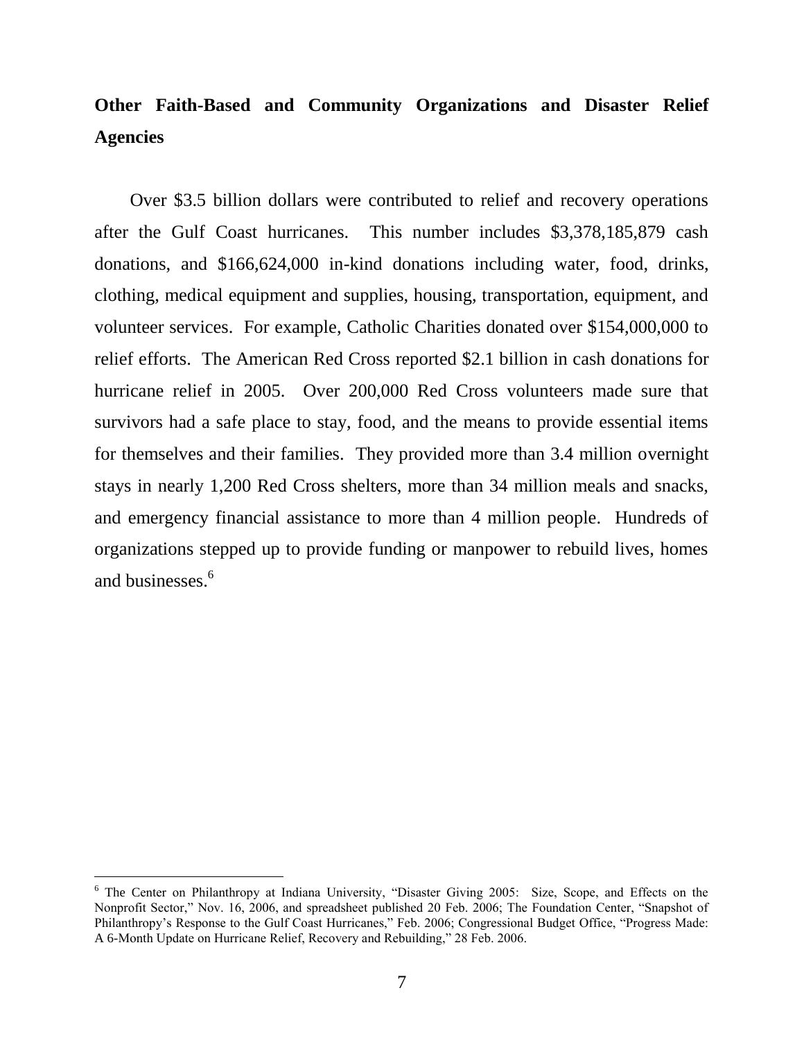## Other Faith-Based and Community Organizations and Disaster Relief Agencies

Over $3.5 billion dollars were contributed to relief and recovery operations after the Gulf Coast hurricanes. This number includes $3,378,185,879 cash donations, and $166,624,000 in-kind donations including water, food, drinks, clothing, medical equipment and supplies, housing, transportation, equipment, and volunteer services. For example, Catholic Charities donated over $154,000,000 to relief efforts. The American Red Cross reported $2.1 billion in cash donations for hurricane relief in 2005. Over 200,000 Red Cross volunteers made sure that survivors had a safe place to stay, food, and the means to provide essential items for themselves and their families. They provided more than 3.4 million overnight stays in nearly 1,200 Red Cross shelters, more than 34 million meals and snacks, and emergency financial assistance to more than 4 million people. Hundreds of organizations stepped up to provide funding or manpower to rebuild lives, homes and businesses.[6]

[6] The Center on Philanthropy at Indiana University, "Disaster Giving 2005: Size, Scope, and Effects on the Nonprofit Sector," Nov. 16, 2006, and spreadsheet published 20 Feb. 2006; The Foundation Center, "Snapshot of Philanthropy's Response to the Gulf Coast Hurricanes," Feb. 2006; Congressional Budget Office, "Progress Made: A 6-Month Update on Hurricane Relief, Recovery and Rebuilding," 28 Feb. 2006.